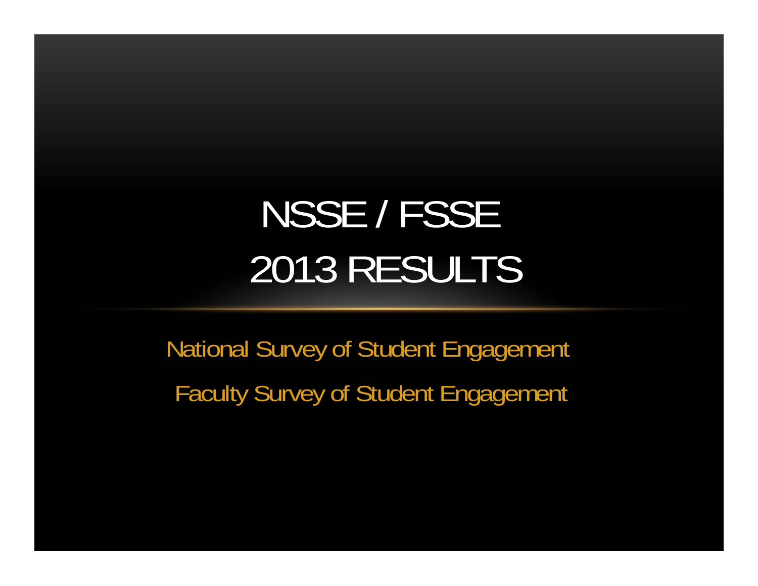# NSSE / FSSE 2013 RESULTS

National Survey of Student Engagement

Faculty Survey of Student Engagement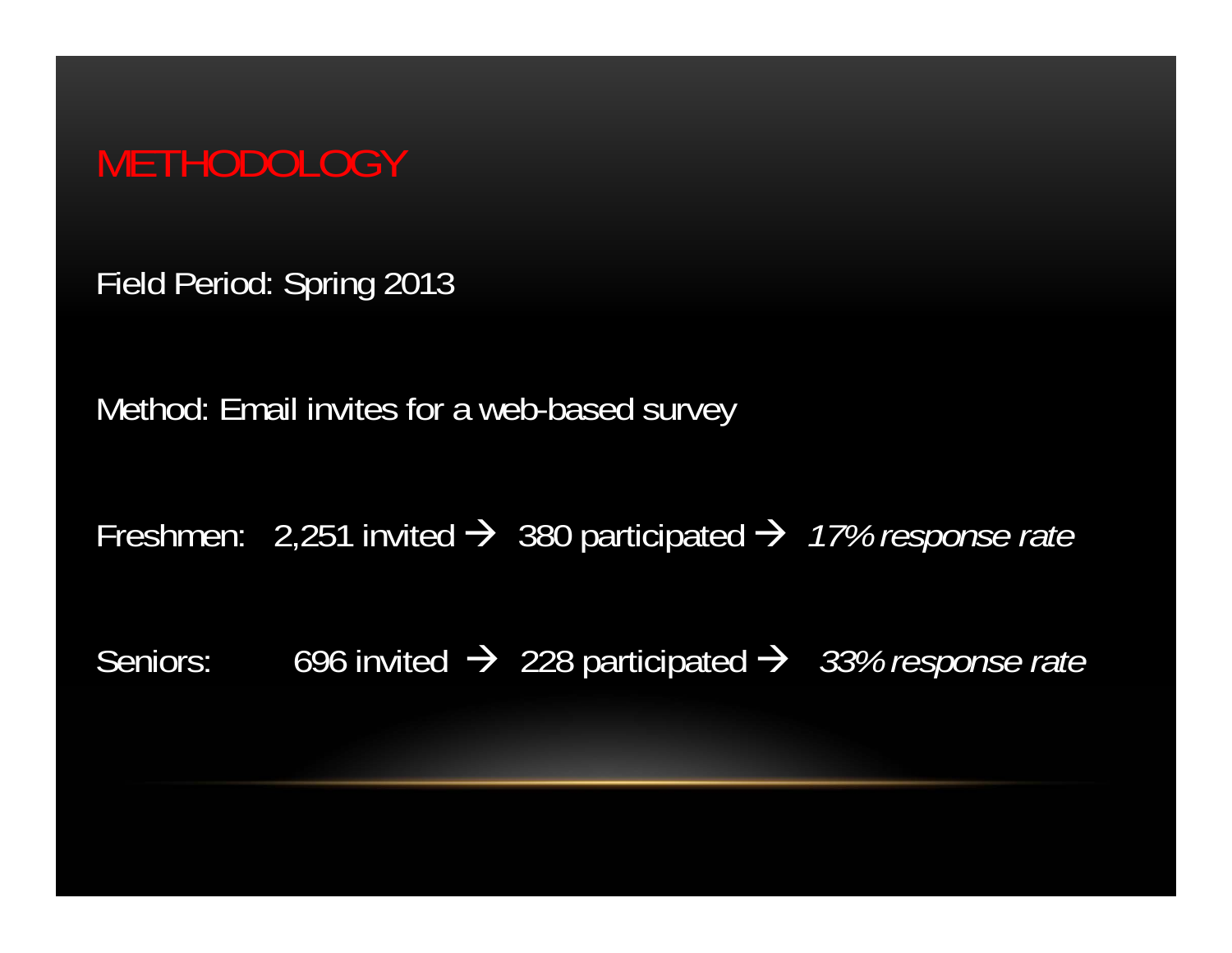# METHODOLOGY

Field Period: Spring 2013

Method: Email invites for a web-based survey

Freshmen: 2,251 invited → 380 participated → *17% response rate*

Seniors: 696 invited → 228 participated → *33% response rate*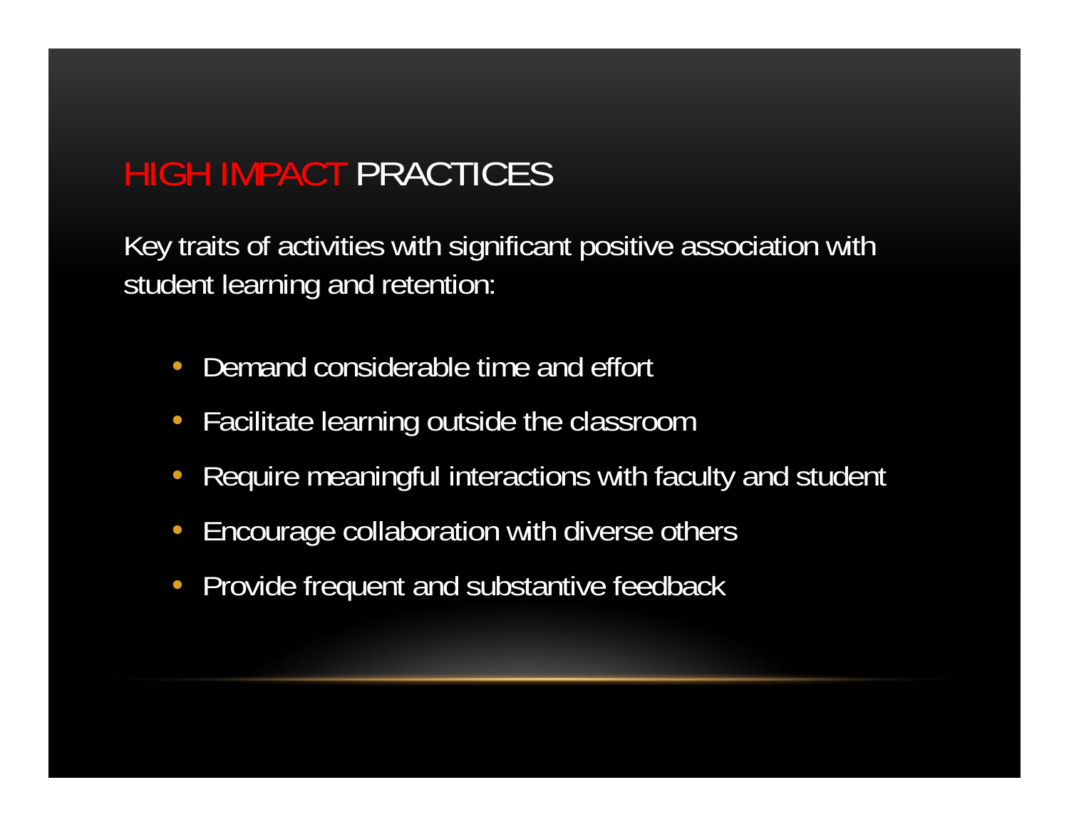# HIGH IMPACT PRACTICES

Key traits of activities with significant positive association with student learning and retention:

- Demand considerable time and effort
- Facilitate learning outside the classroom
- Require meaningful interactions with faculty and student
- Encourage collaboration with diverse others
- Provide frequent and substantive feedback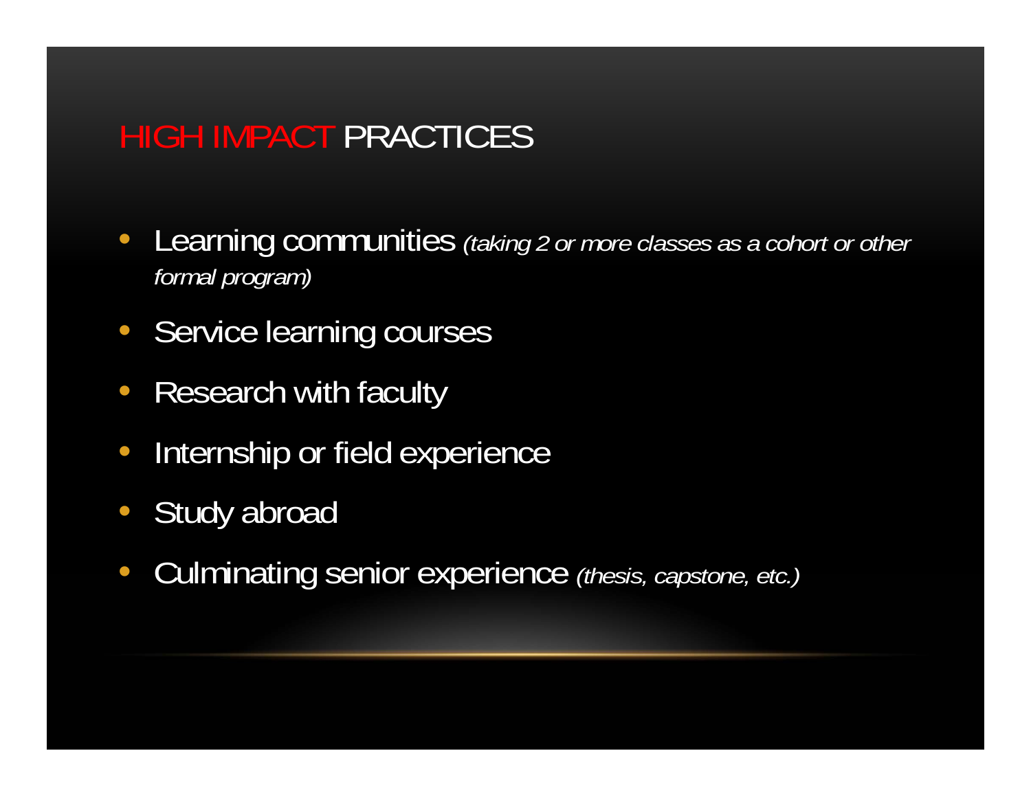# HIGH IMPACT PRACTICES

- Learning communities *(taking 2 or more classes as a cohort or other formal program)*
- Service learning courses
- Research with faculty
- Internship or field experience
- Study abroad
- Culminating senior experience *(thesis, capstone, etc.)*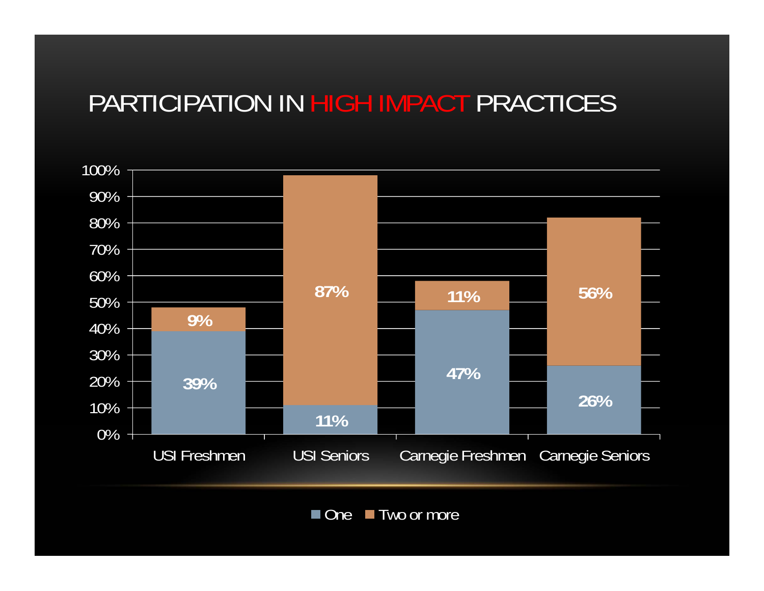# PARTICIPATION IN HIGH IMPACT PRACTICES

| | One | Two or more |
|---|---|---|
| USI Freshmen | 39% | 9% |
| USI Seniors | 11% | 87% |
| Carnegie Freshmen | 47% | 11% |
| Carnegie Seniors | 26% | 56% |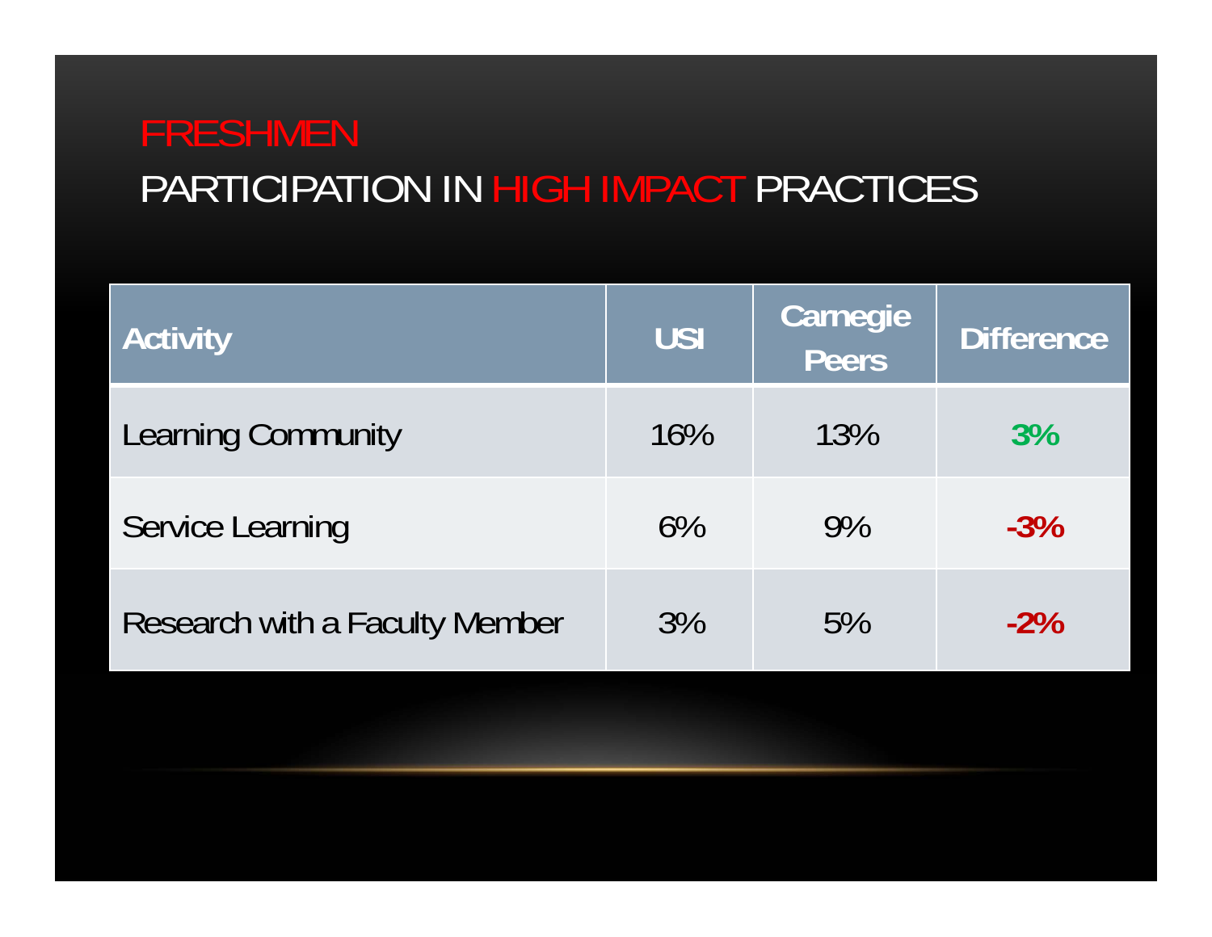# FRESHMEN

## PARTICIPATION IN HIGH IMPACT PRACTICES

| Activity | USI | Carnegie Peers | Difference |
|---|---|---|---|
| Learning Community | 16% | 13% | 3% |
| Service Learning | 6% | 9% | -3% |
| Research with a Faculty Member | 3% | 5% | -2% |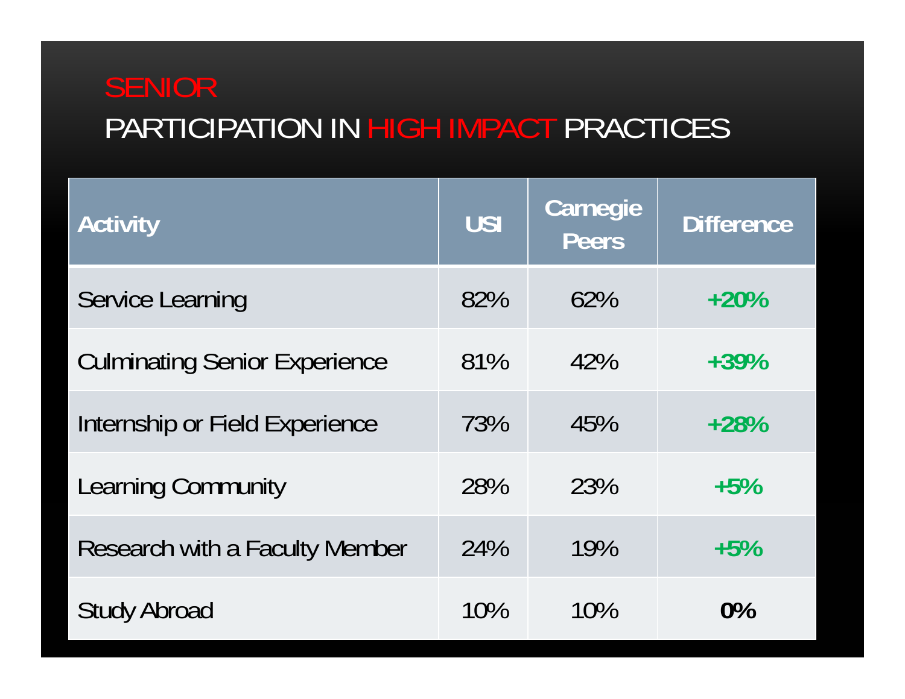# SENIOR

## PARTICIPATION IN HIGH IMPACT PRACTICES

| Activity | USI | Carnegie Peers | Difference |
|---|---|---|---|
| Service Learning | 82% | 62% | **+20%** |
| Culminating Senior Experience | 81% | 42% | **+39%** |
| Internship or Field Experience | 73% | 45% | **+28%** |
| Learning Community | 28% | 23% | **+5%** |
| Research with a Faculty Member | 24% | 19% | **+5%** |
| Study Abroad | 10% | 10% | **0%** |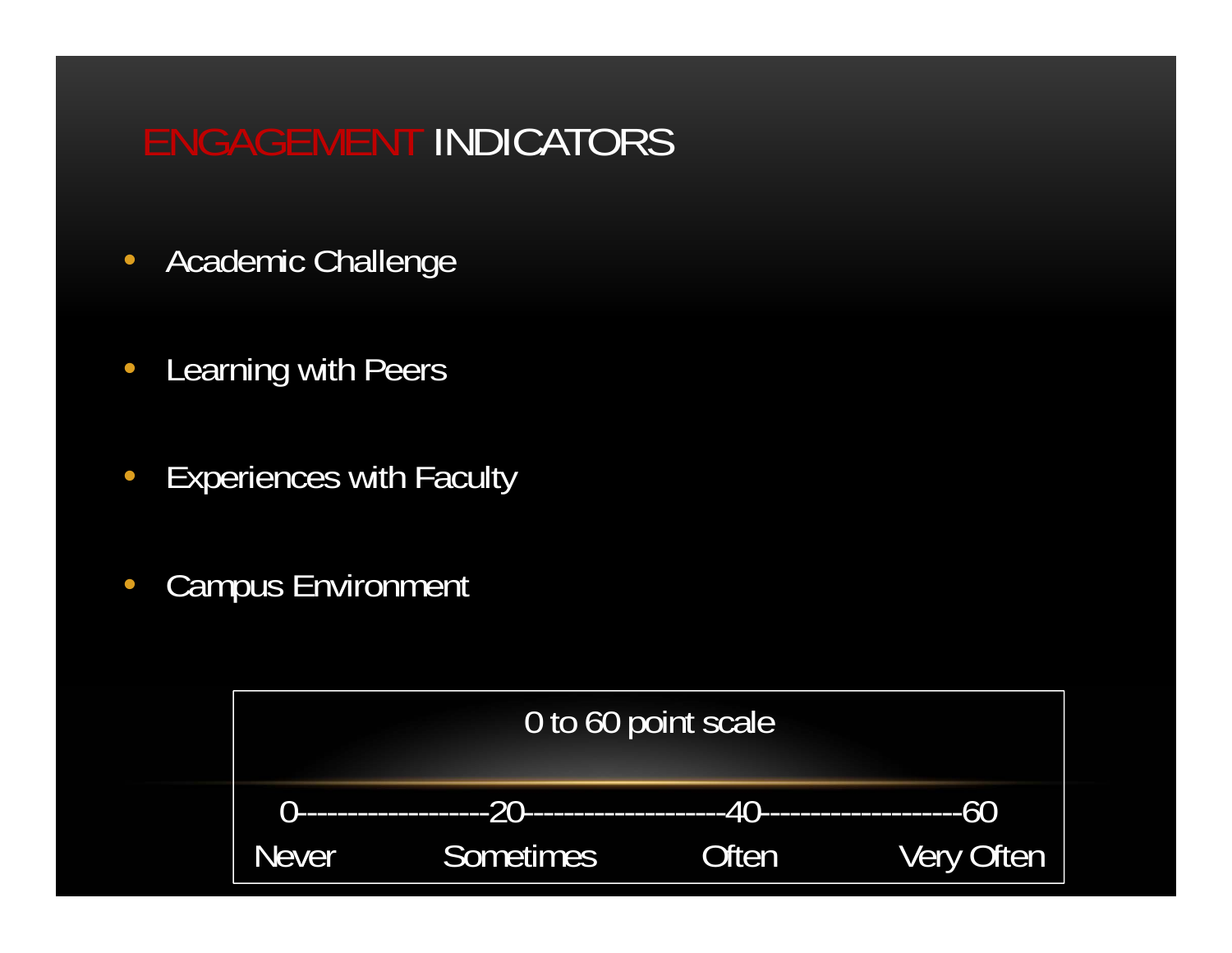# ENGAGEMENT INDICATORS

- Academic Challenge
- Learning with Peers
- Experiences with Faculty
- Campus Environment

0 to 60 point scale

| 0 | 20 | 40 | 60 |
|---|---|---|---|
| Never | Sometimes | Often | Very Often |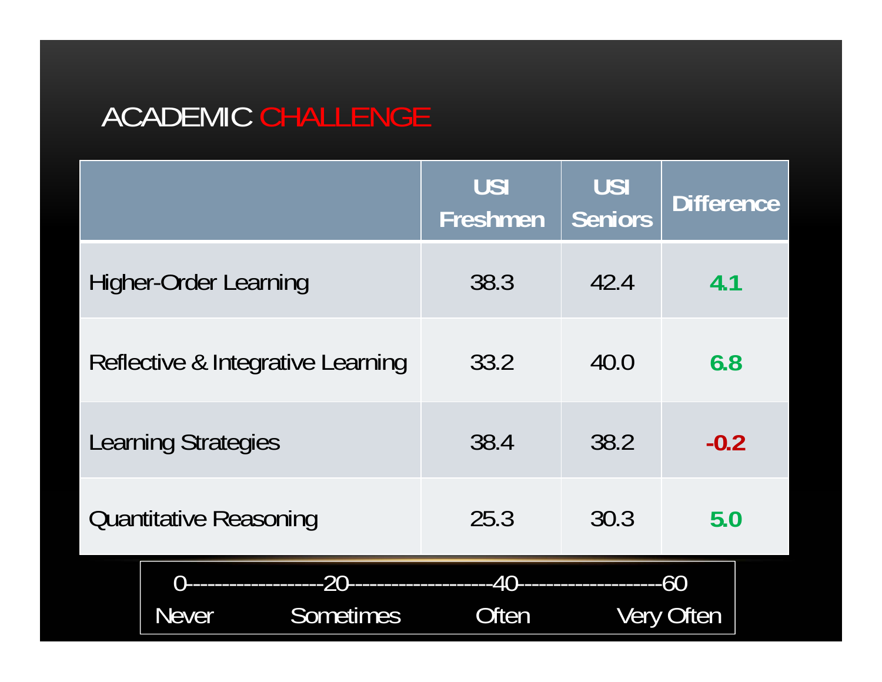# ACADEMIC CHALLENGE

| | USI Freshmen | USI Seniors | Difference |
|---|---|---|---|
| Higher-Order Learning | 38.3 | 42.4 | **4.1** |
| Reflective & Integrative Learning | 33.2 | 40.0 | **6.8** |
| Learning Strategies | 38.4 | 38.2 | **-0.2** |
| Quantitative Reasoning | 25.3 | 30.3 | **5.0** |

0-------------------20--------------------40--------------------60

Never Sometimes Often Very Often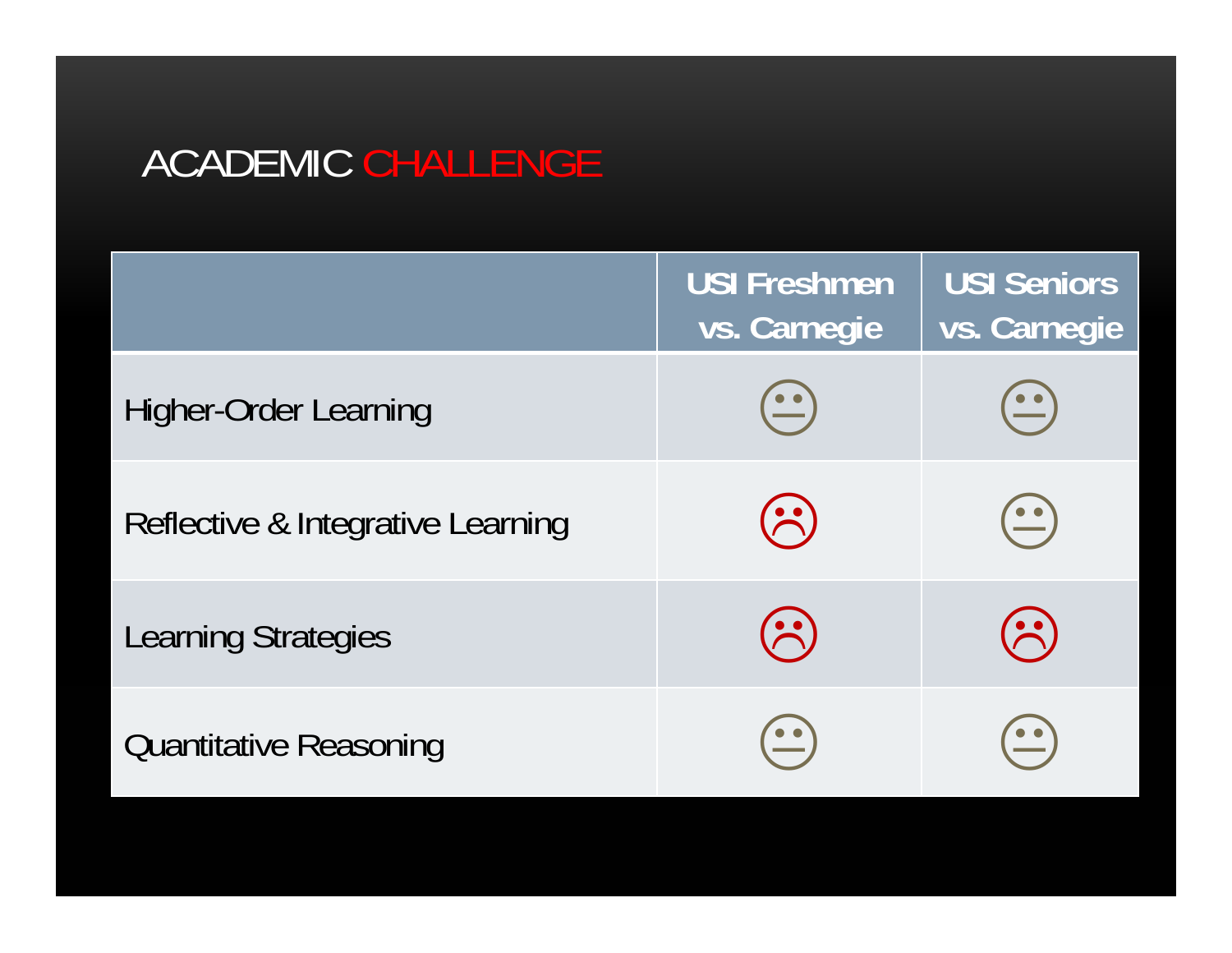# ACADEMIC CHALLENGE

| | USI Freshmen vs. Carnegie | USI Seniors vs. Carnegie |
|---|---|---|
| Higher-Order Learning | 😐 | 😐 |
| Reflective & Integrative Learning | ☹ | 😐 |
| Learning Strategies | ☹ | ☹ |
| Quantitative Reasoning | 😐 | 😐 |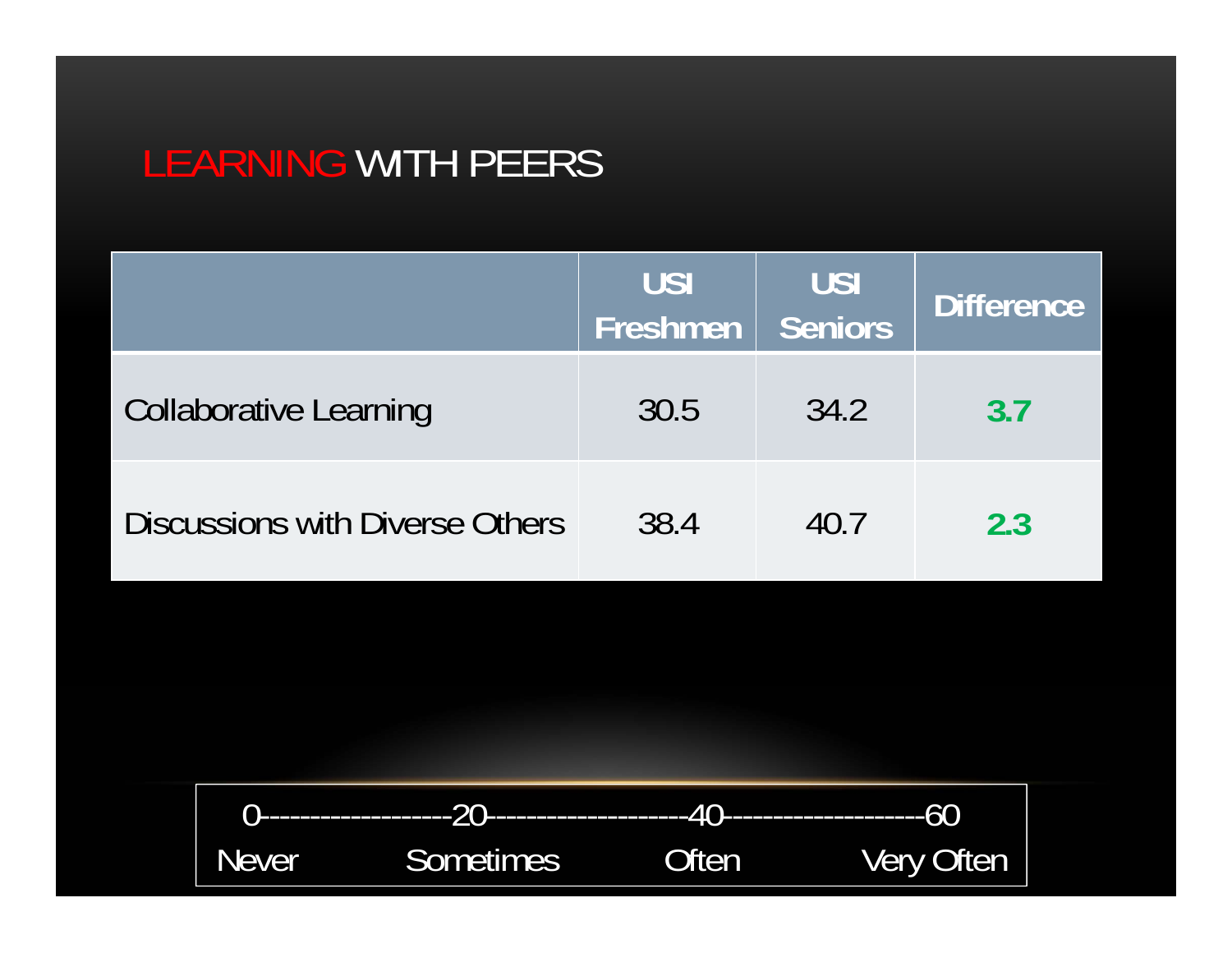# LEARNING WITH PEERS

| | USI Freshmen | USI Seniors | Difference |
|---|---|---|---|
| Collaborative Learning | 30.5 | 34.2 | **3.7** |
| Discussions with Diverse Others | 38.4 | 40.7 | **2.3** |

0-------------------20--------------------40--------------------60

Never Sometimes Often Very Often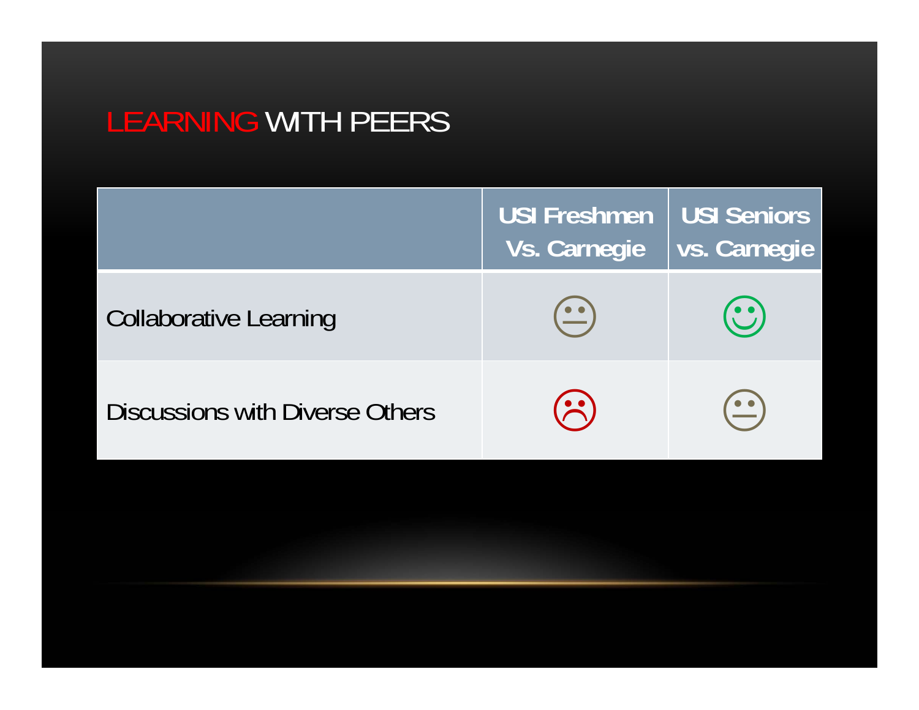# LEARNING WITH PEERS

| | USI Freshmen Vs. Carnegie | USI Seniors vs. Carnegie |
|---|---|---|
| Collaborative Learning | 😐 | 🙂 |
| Discussions with Diverse Others | ☹ | 😐 |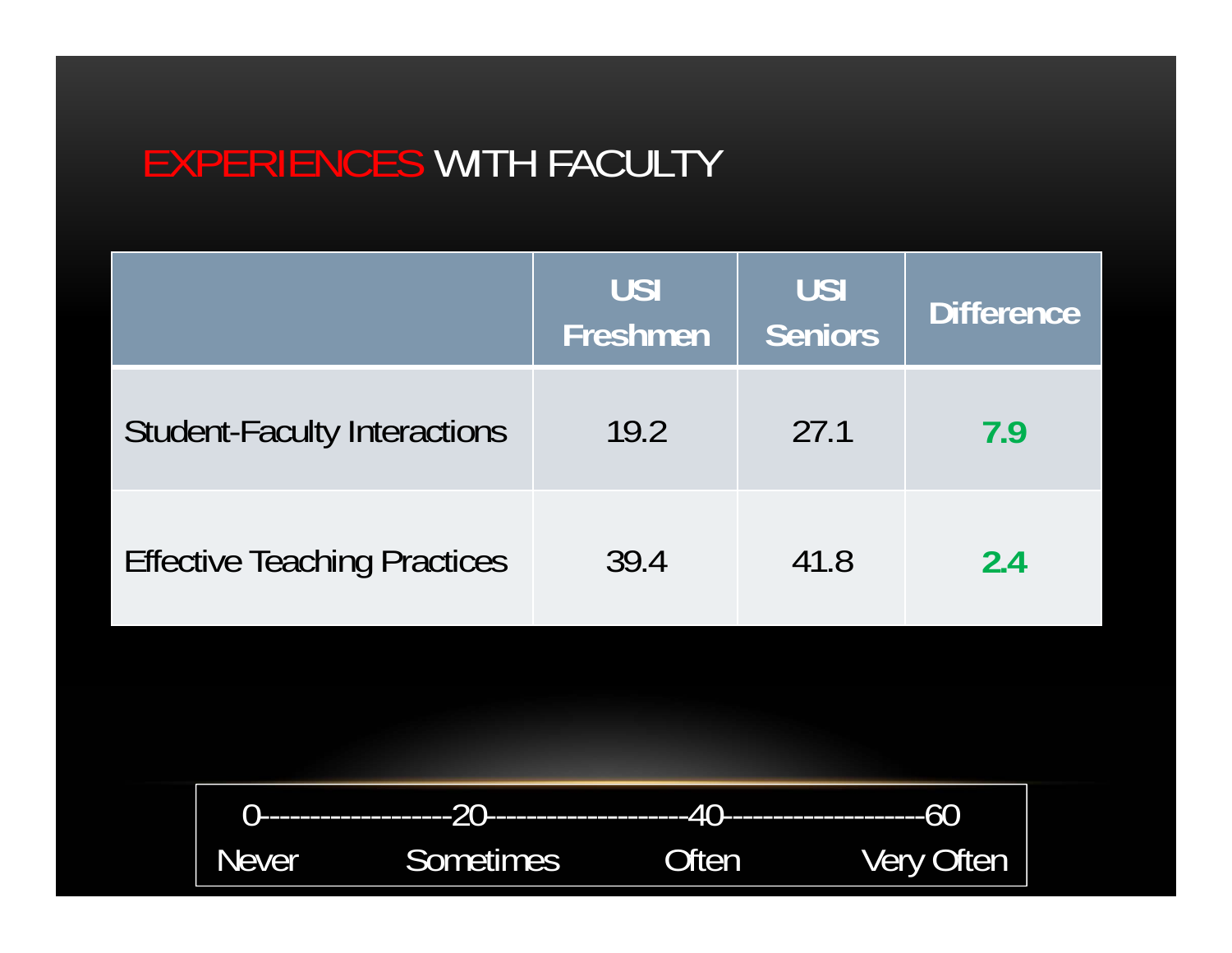# EXPERIENCES WITH FACULTY

| | USI Freshmen | USI Seniors | Difference |
|---|---|---|---|
| Student-Faculty Interactions | 19.2 | 27.1 | **7.9** |
| Effective Teaching Practices | 39.4 | 41.8 | **2.4** |

0--------------------20--------------------40--------------------60

Never Sometimes Often Very Often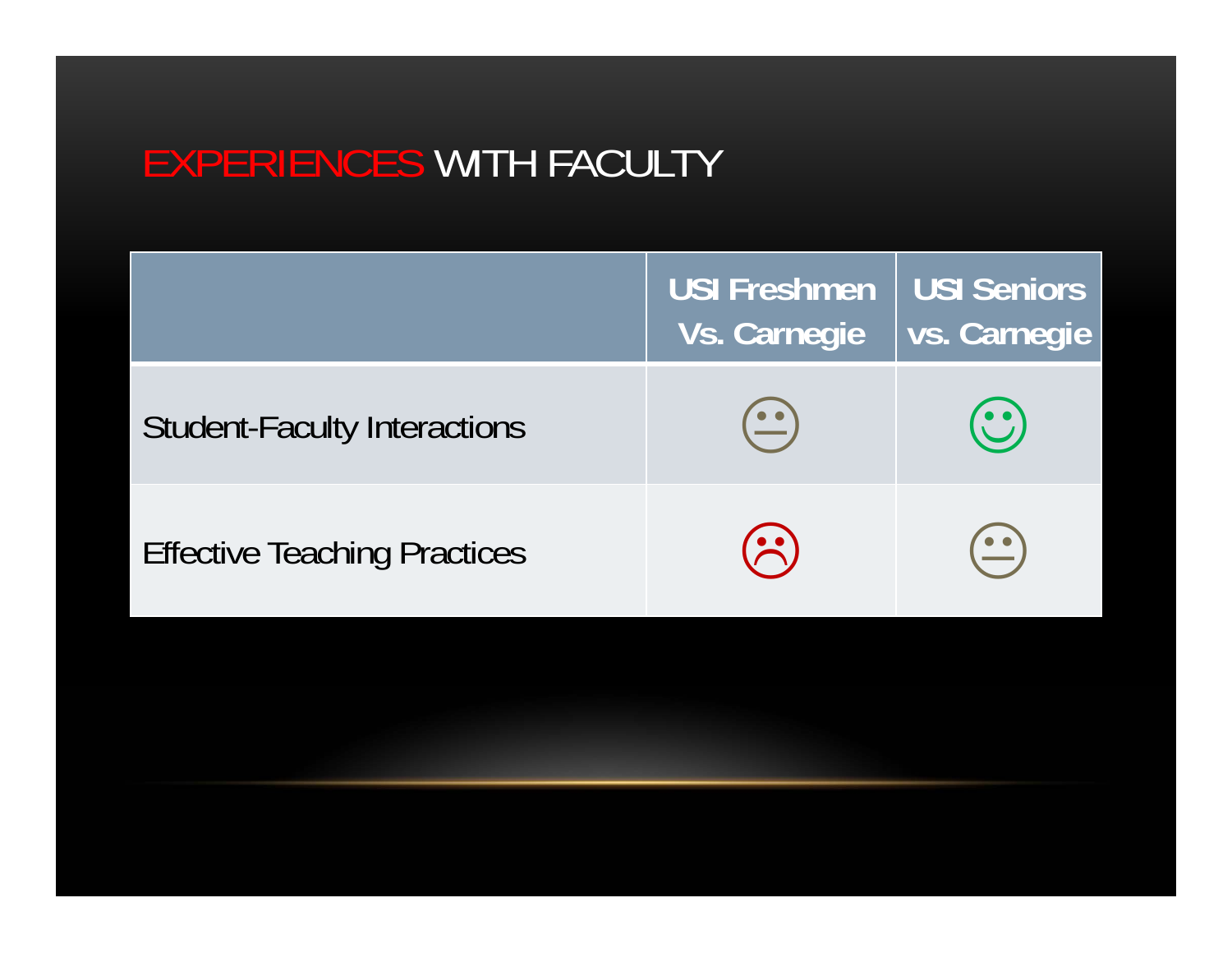# EXPERIENCES WITH FACULTY

| | USI Freshmen Vs. Carnegie | USI Seniors vs. Carnegie |
|---|---|---|
| Student-Faculty Interactions | 😐 | 🙂 |
| Effective Teaching Practices | ☹ | 😐 |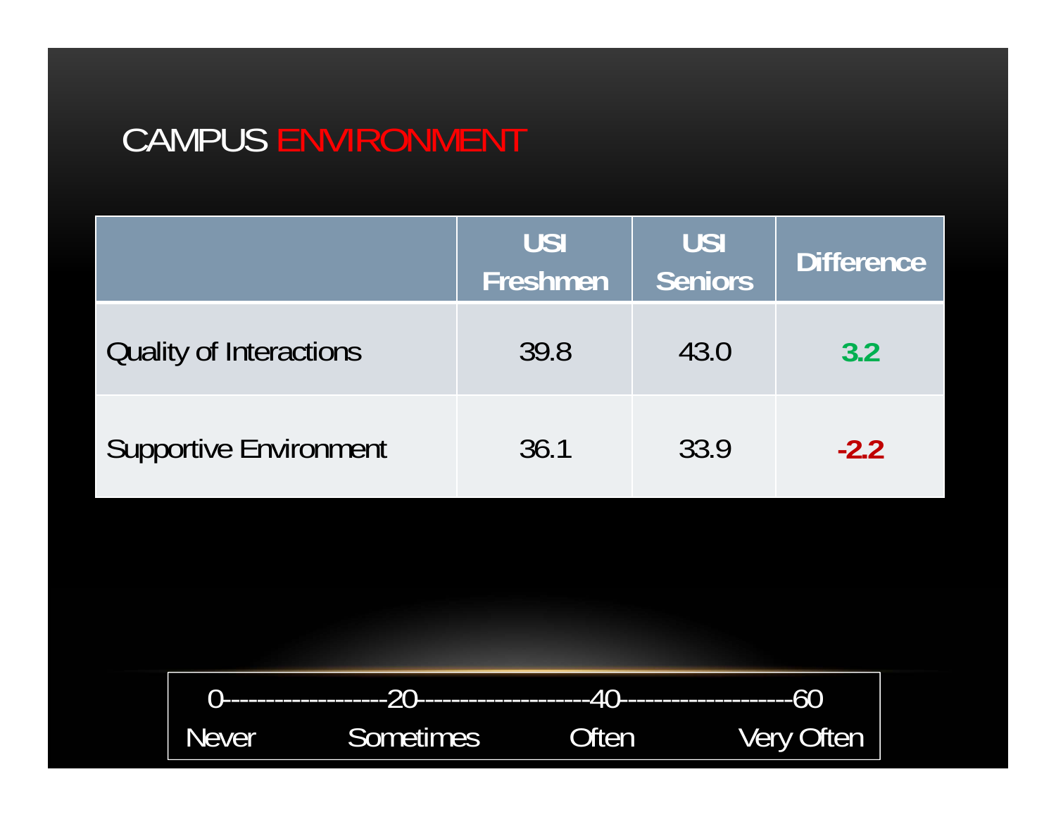# CAMPUS ENVIRONMENT

| | USI Freshmen | USI Seniors | Difference |
|---|---|---|---|
| Quality of Interactions | 39.8 | 43.0 | **3.2** |
| Supportive Environment | 36.1 | 33.9 | **-2.2** |

0--------------------20--------------------40--------------------60

Never Sometimes Often Very Often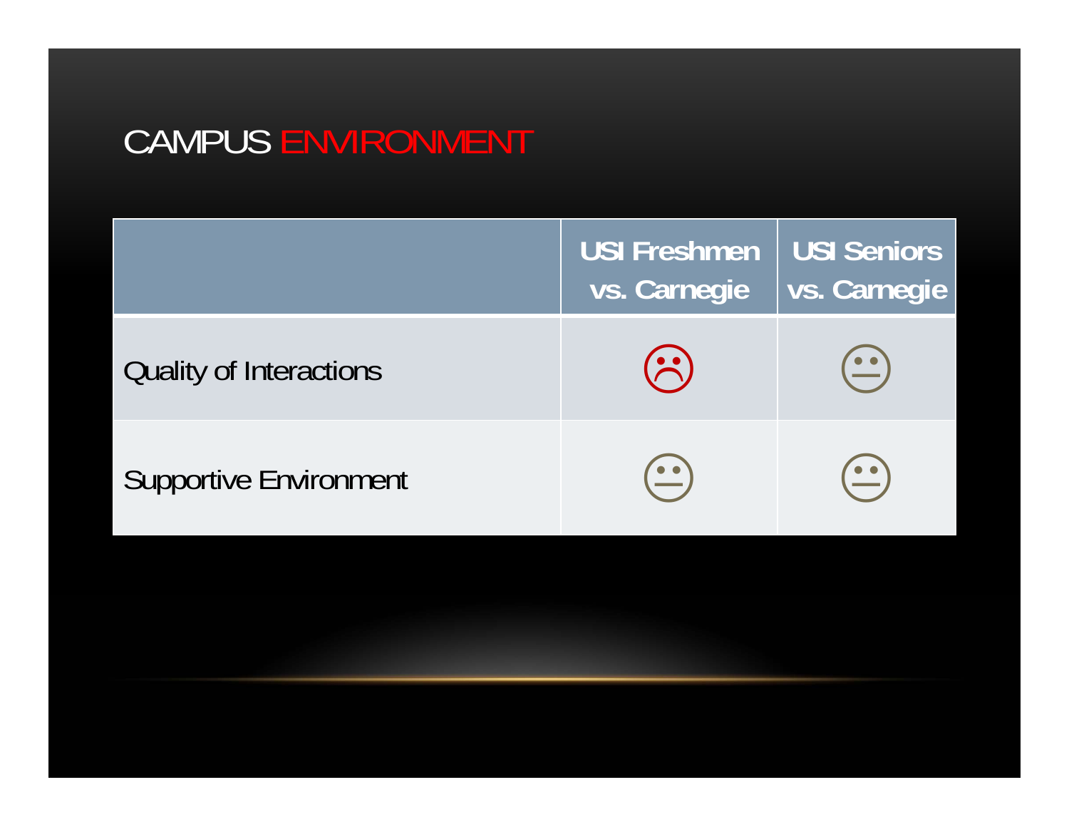# CAMPUS ENVIRONMENT

| | USI Freshmen vs. Carnegie | USI Seniors vs. Carnegie |
|---|---|---|
| Quality of Interactions | ☹ | 😐 |
| Supportive Environment | 😐 | 😐 |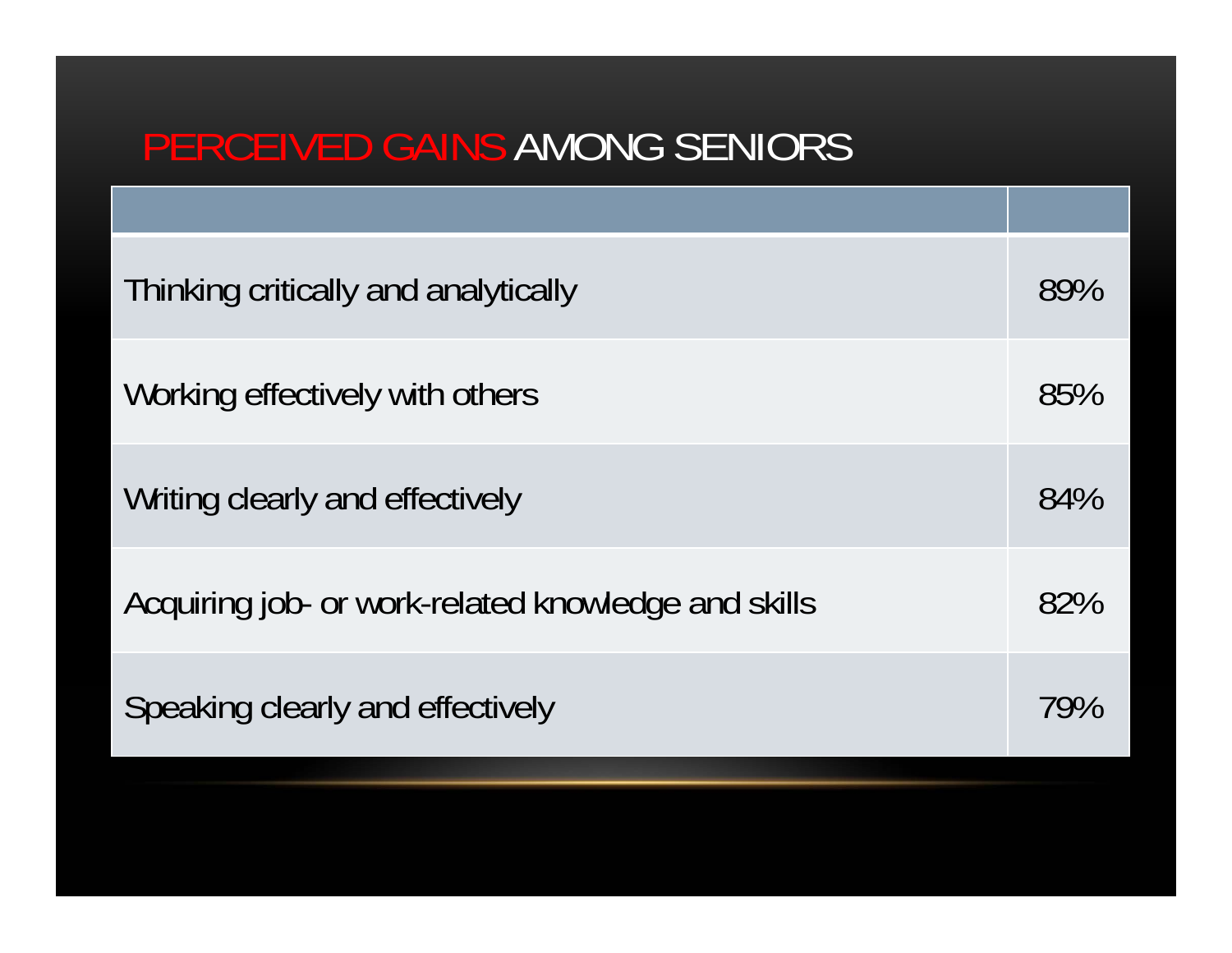# PERCEIVED GAINS AMONG SENIORS

| | |
|---|---|
| Thinking critically and analytically | 89% |
| Working effectively with others | 85% |
| Writing clearly and effectively | 84% |
| Acquiring job- or work-related knowledge and skills | 82% |
| Speaking clearly and effectively | 79% |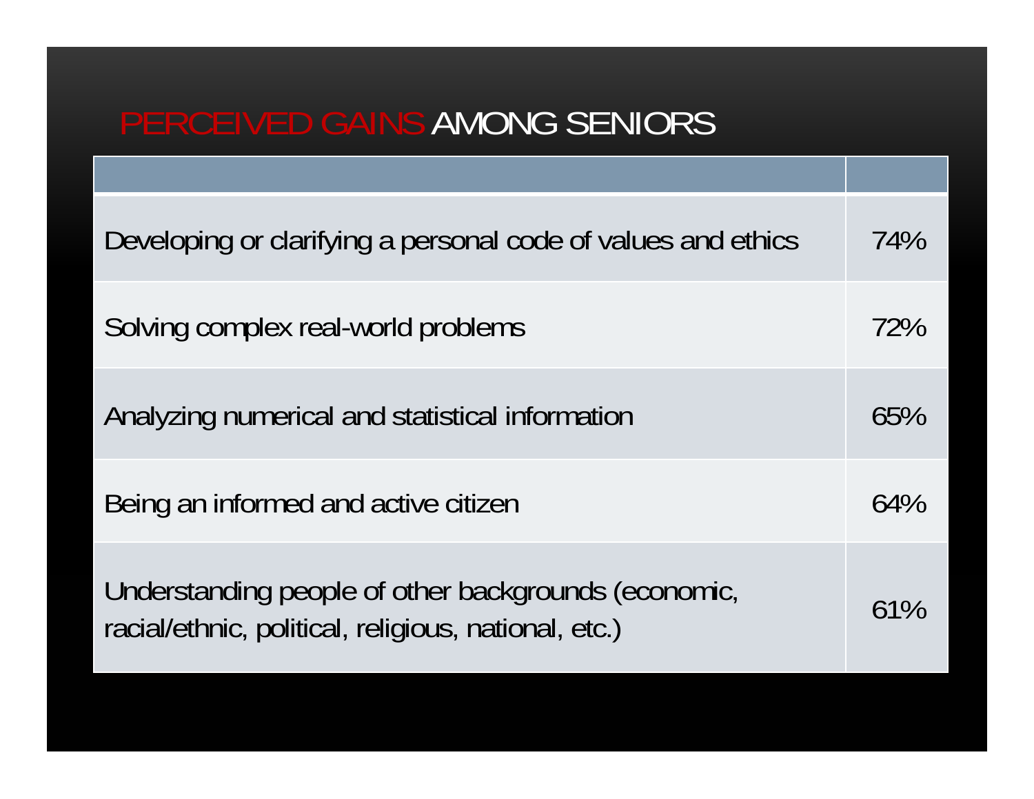# PERCEIVED GAINS AMONG SENIORS

| | |
|---|---|
| Developing or clarifying a personal code of values and ethics | 74% |
| Solving complex real-world problems | 72% |
| Analyzing numerical and statistical information | 65% |
| Being an informed and active citizen | 64% |
| Understanding people of other backgrounds (economic, racial/ethnic, political, religious, national, etc.) | 61% |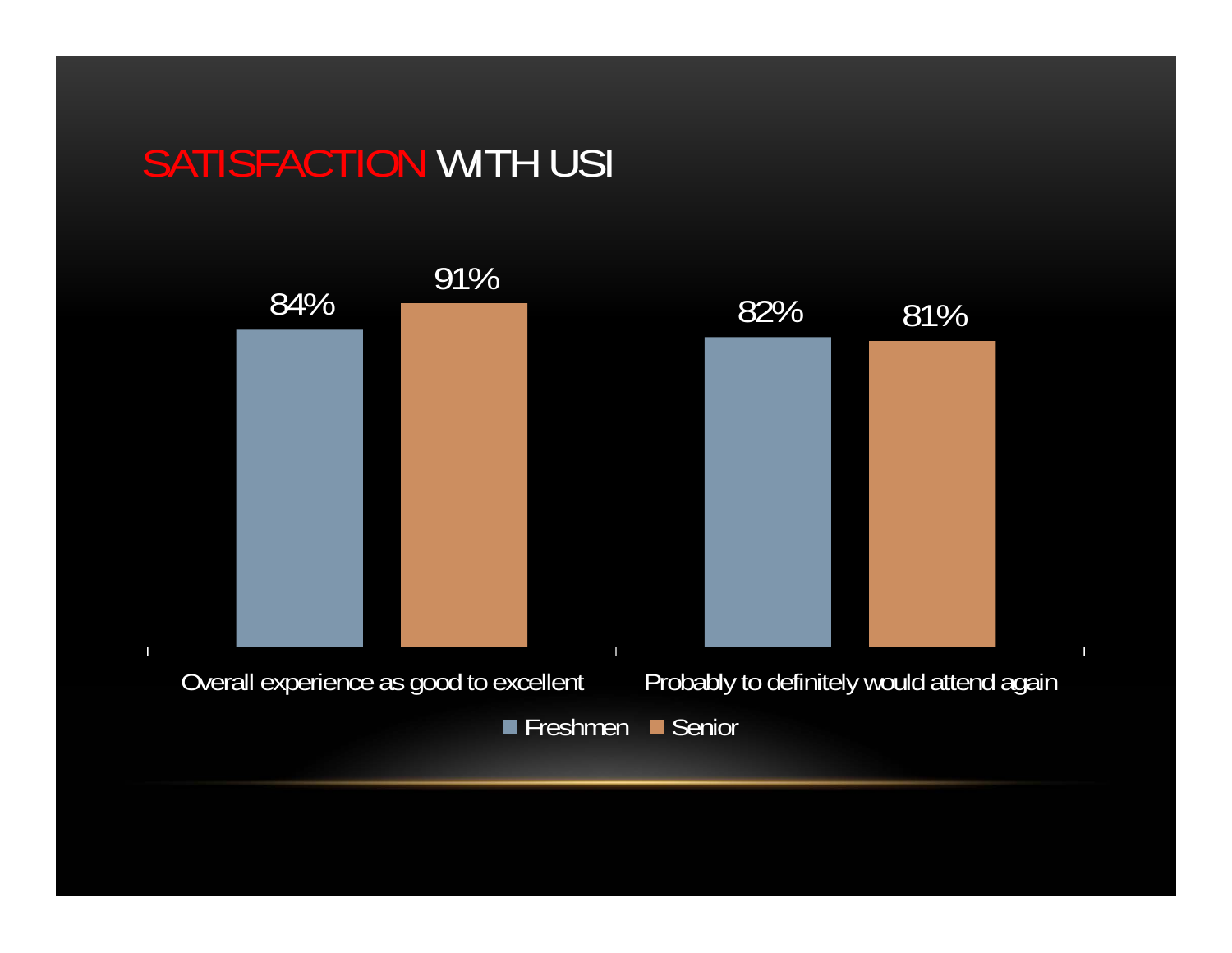# SATISFACTION WITH USI

| | Freshmen | Senior |
|---|---|---|
| Overall experience as good to excellent | 84% | 91% |
| Probably to definitely would attend again | 82% | 81% |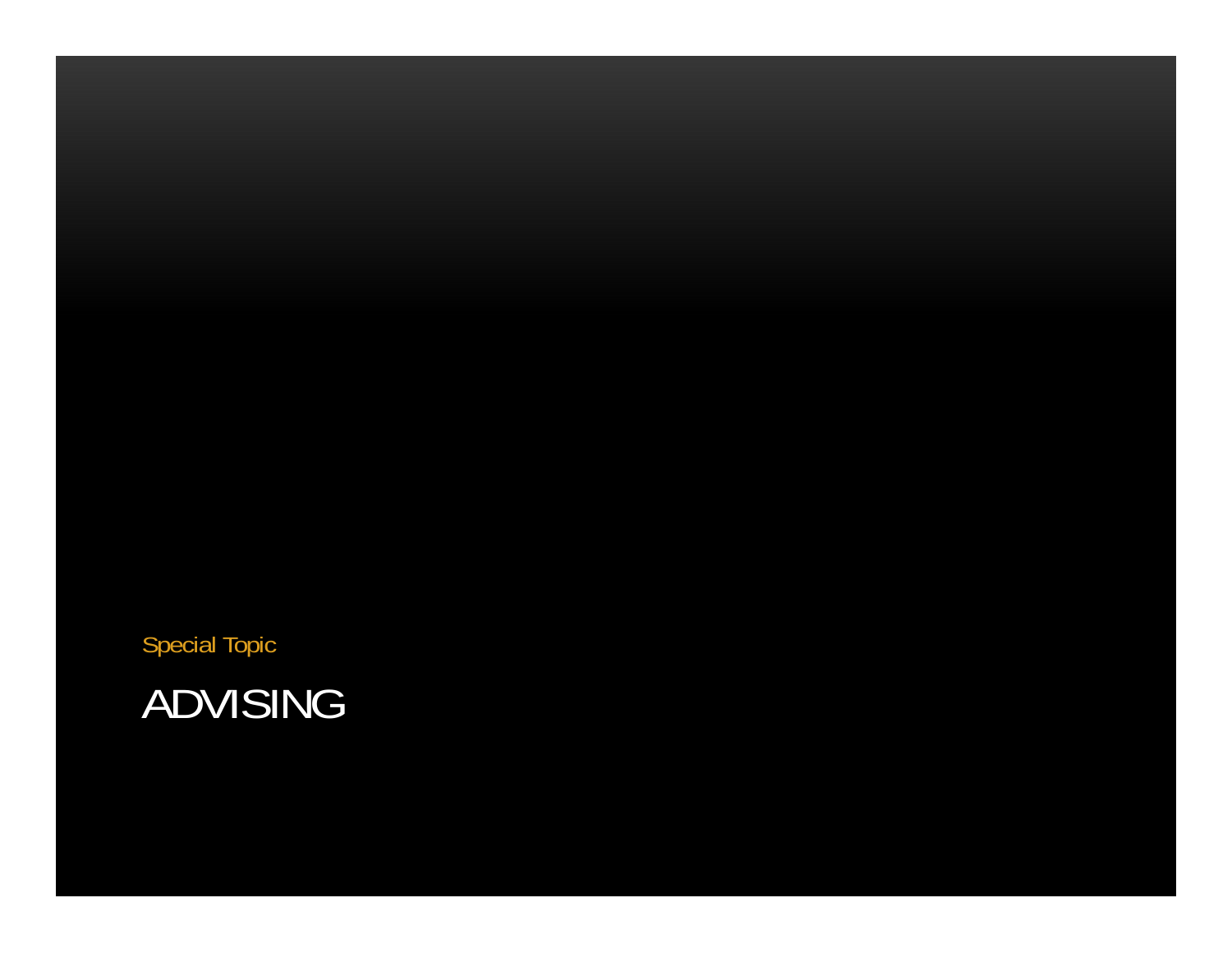Special Topic

# ADVISING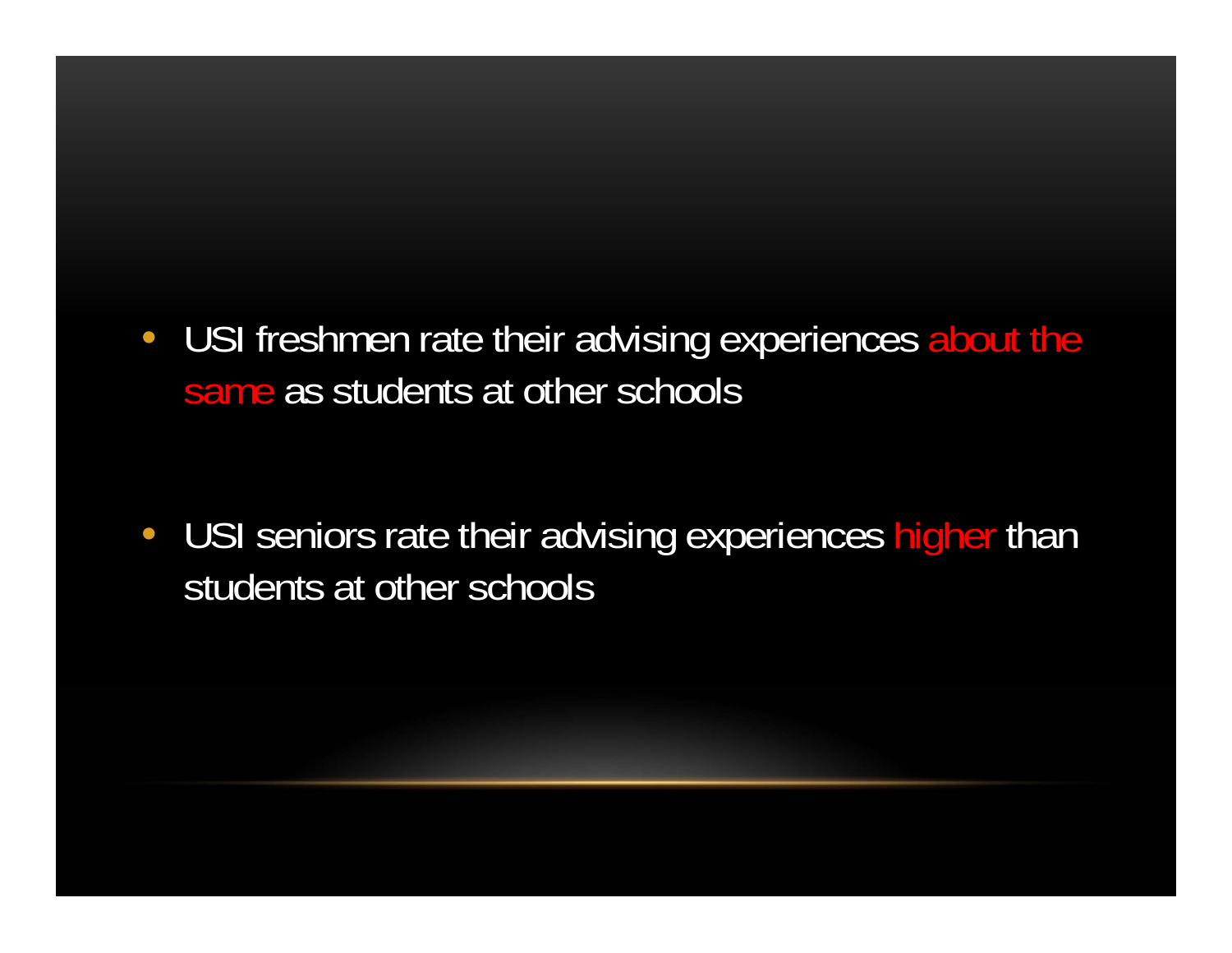- USI freshmen rate their advising experiences about the same as students at other schools

- USI seniors rate their advising experiences higher than students at other schools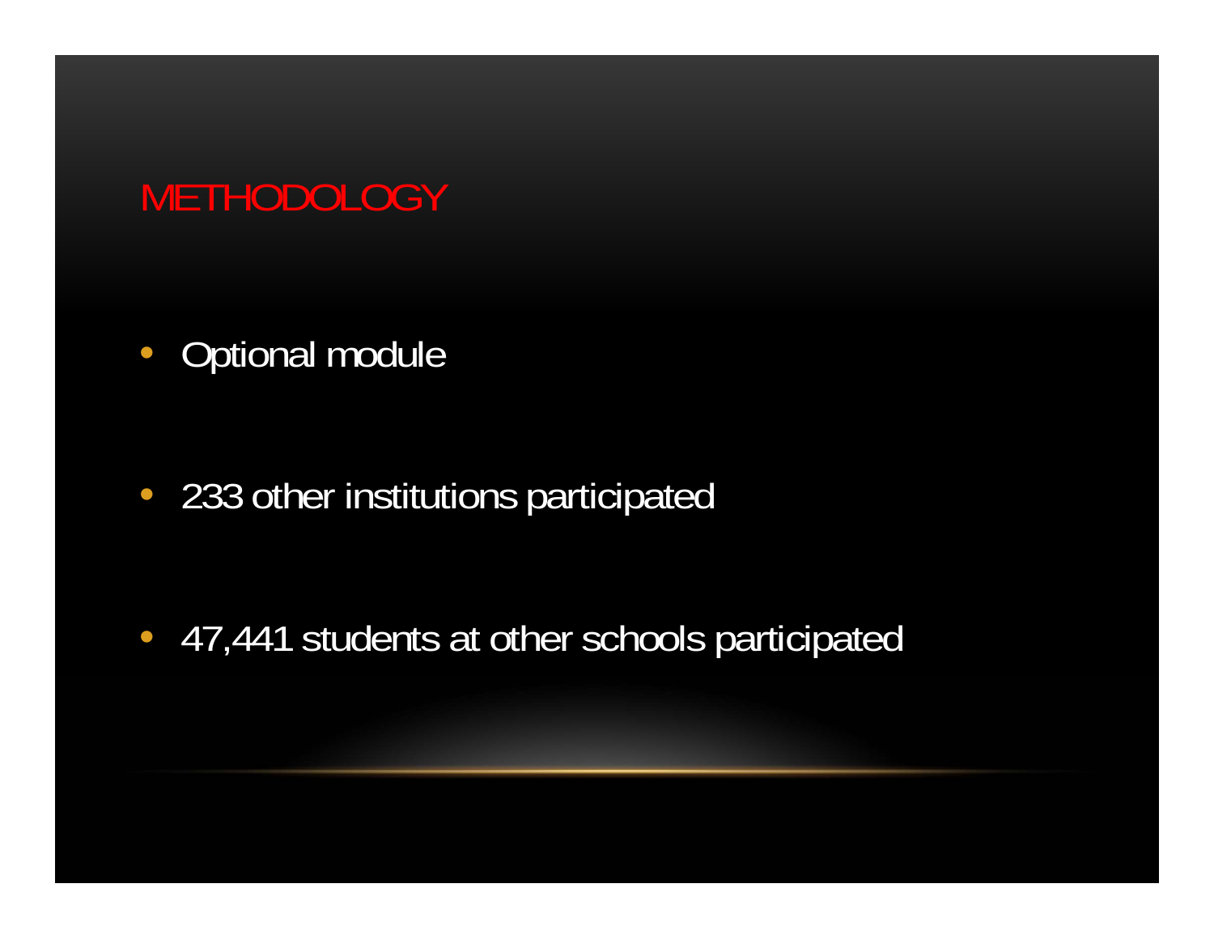# METHODOLOGY

- Optional module
- 233 other institutions participated
- 47,441 students at other schools participated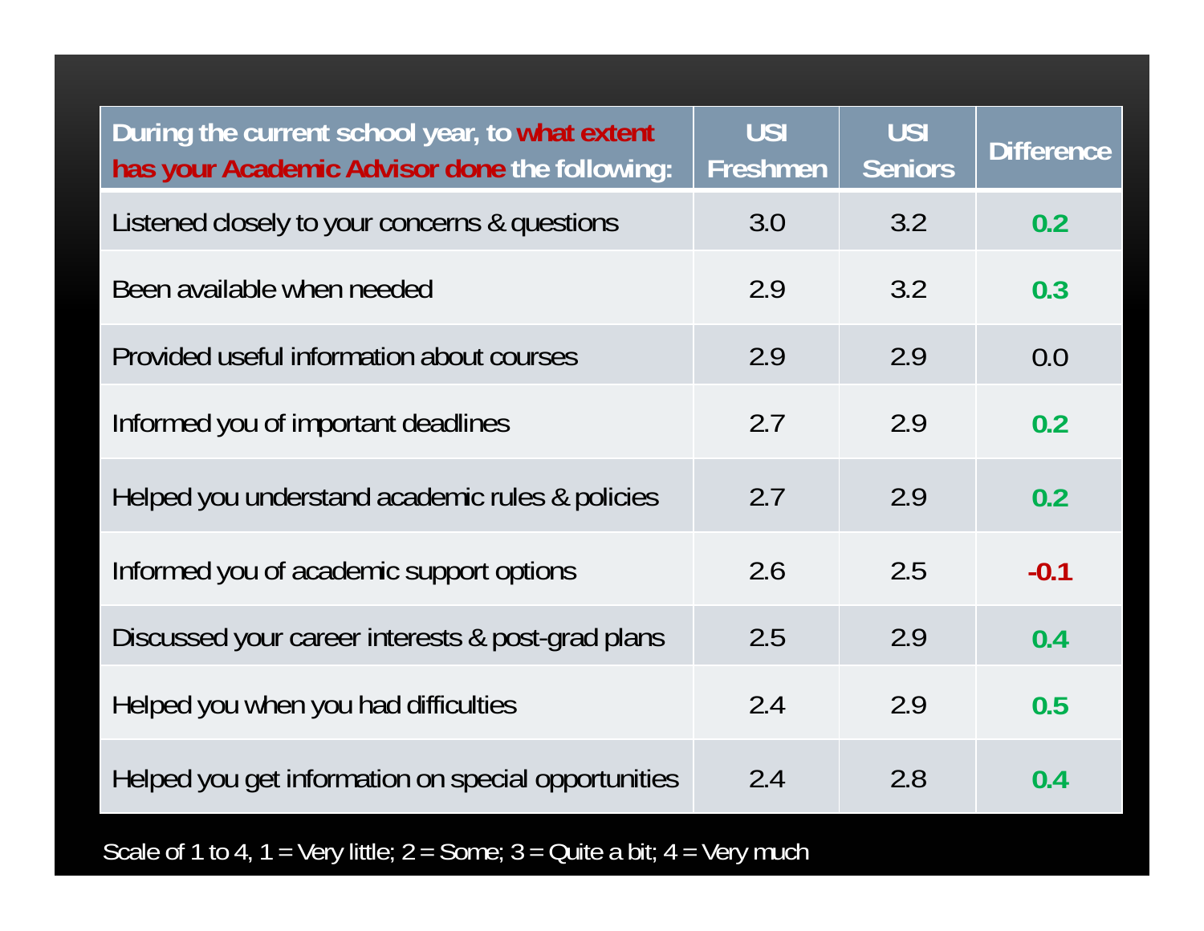| During the current school year, to **what extent has your Academic Advisor done** the following: | USI Freshmen | USI Seniors | Difference |
|---|---|---|---|
| Listened closely to your concerns & questions | 3.0 | 3.2 | **0.2** |
| Been available when needed | 2.9 | 3.2 | **0.3** |
| Provided useful information about courses | 2.9 | 2.9 | 0.0 |
| Informed you of important deadlines | 2.7 | 2.9 | **0.2** |
| Helped you understand academic rules & policies | 2.7 | 2.9 | **0.2** |
| Informed you of academic support options | 2.6 | 2.5 | **-0.1** |
| Discussed your career interests & post-grad plans | 2.5 | 2.9 | **0.4** |
| Helped you when you had difficulties | 2.4 | 2.9 | **0.5** |
| Helped you get information on special opportunities | 2.4 | 2.8 | **0.4** |

Scale of 1 to 4, 1 = Very little; 2 = Some; 3 = Quite a bit; 4 = Very much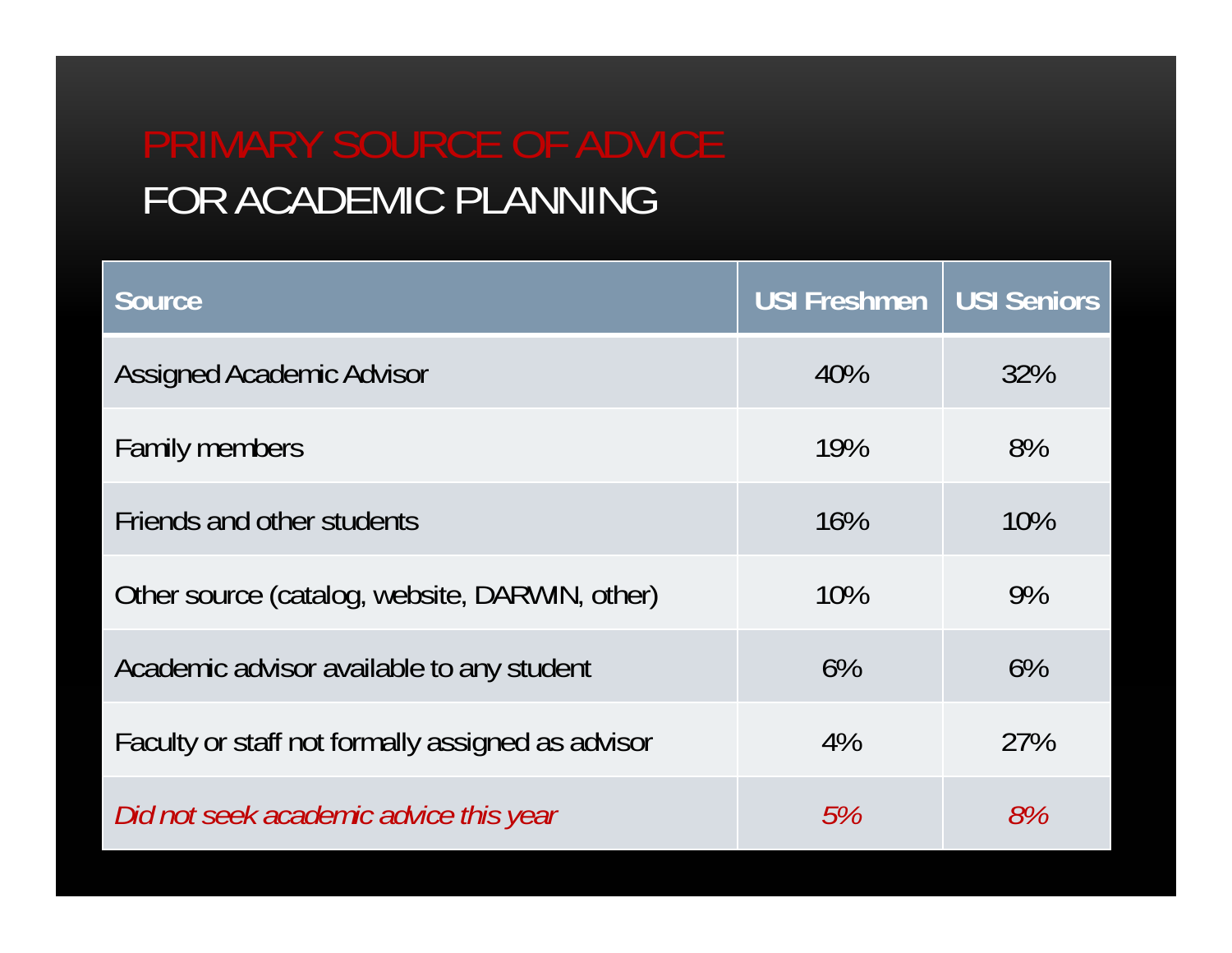# PRIMARY SOURCE OF ADVICE FOR ACADEMIC PLANNING

| Source | USI Freshmen | USI Seniors |
|---|---|---|
| Assigned Academic Advisor | 40% | 32% |
| Family members | 19% | 8% |
| Friends and other students | 16% | 10% |
| Other source (catalog, website, DARWIN, other) | 10% | 9% |
| Academic advisor available to any student | 6% | 6% |
| Faculty or staff not formally assigned as advisor | 4% | 27% |
| *Did not seek academic advice this year* | *5%* | *8%* |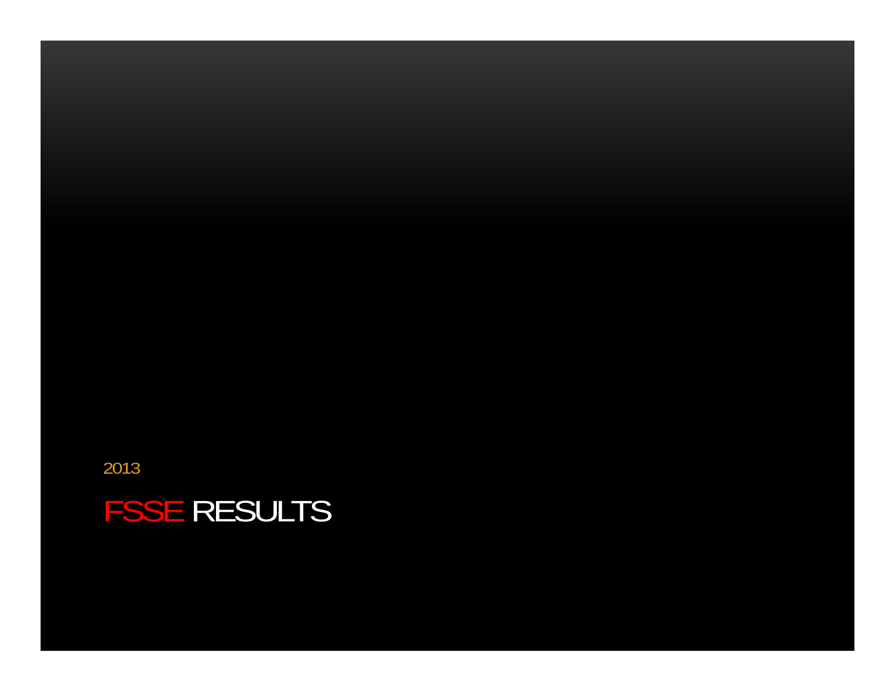2013

# FSSE RESULTS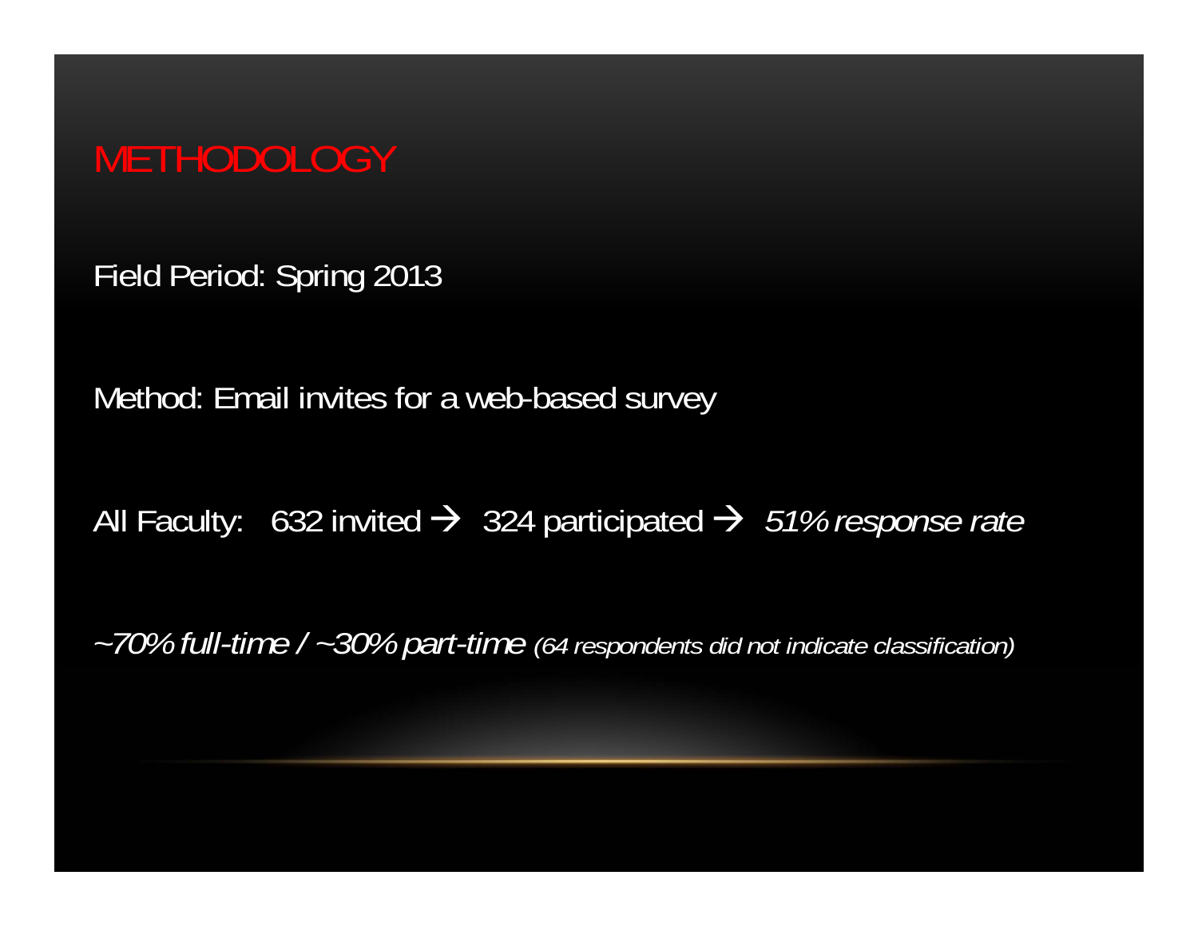# METHODOLOGY

Field Period: Spring 2013

Method: Email invites for a web-based survey

All Faculty: 632 invited → 324 participated → *51% response rate*

*~70% full-time / ~30% part-time (64 respondents did not indicate classification)*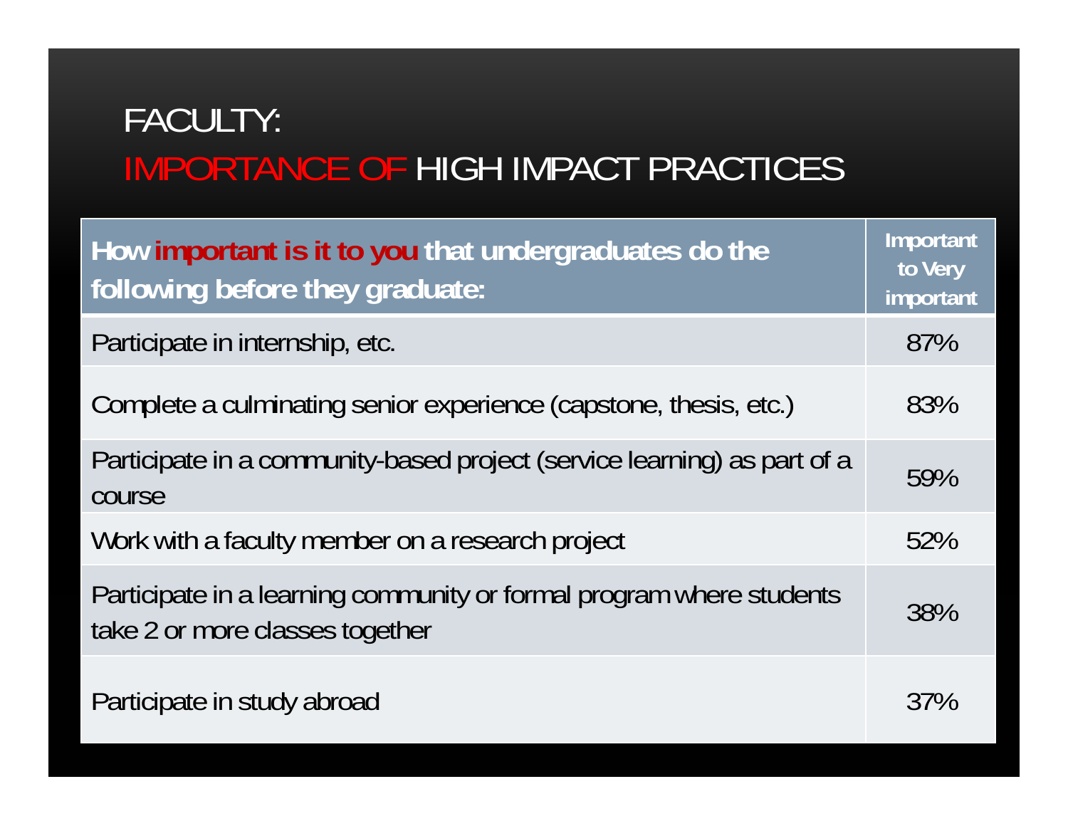# FACULTY:
# IMPORTANCE OF HIGH IMPACT PRACTICES

| How **important is it to you** that undergraduates do the following before they graduate: | Important to Very important |
|---|---|
| Participate in internship, etc. | 87% |
| Complete a culminating senior experience (capstone, thesis, etc.) | 83% |
| Participate in a community-based project (service learning) as part of a course | 59% |
| Work with a faculty member on a research project | 52% |
| Participate in a learning community or formal program where students take 2 or more classes together | 38% |
| Participate in study abroad | 37% |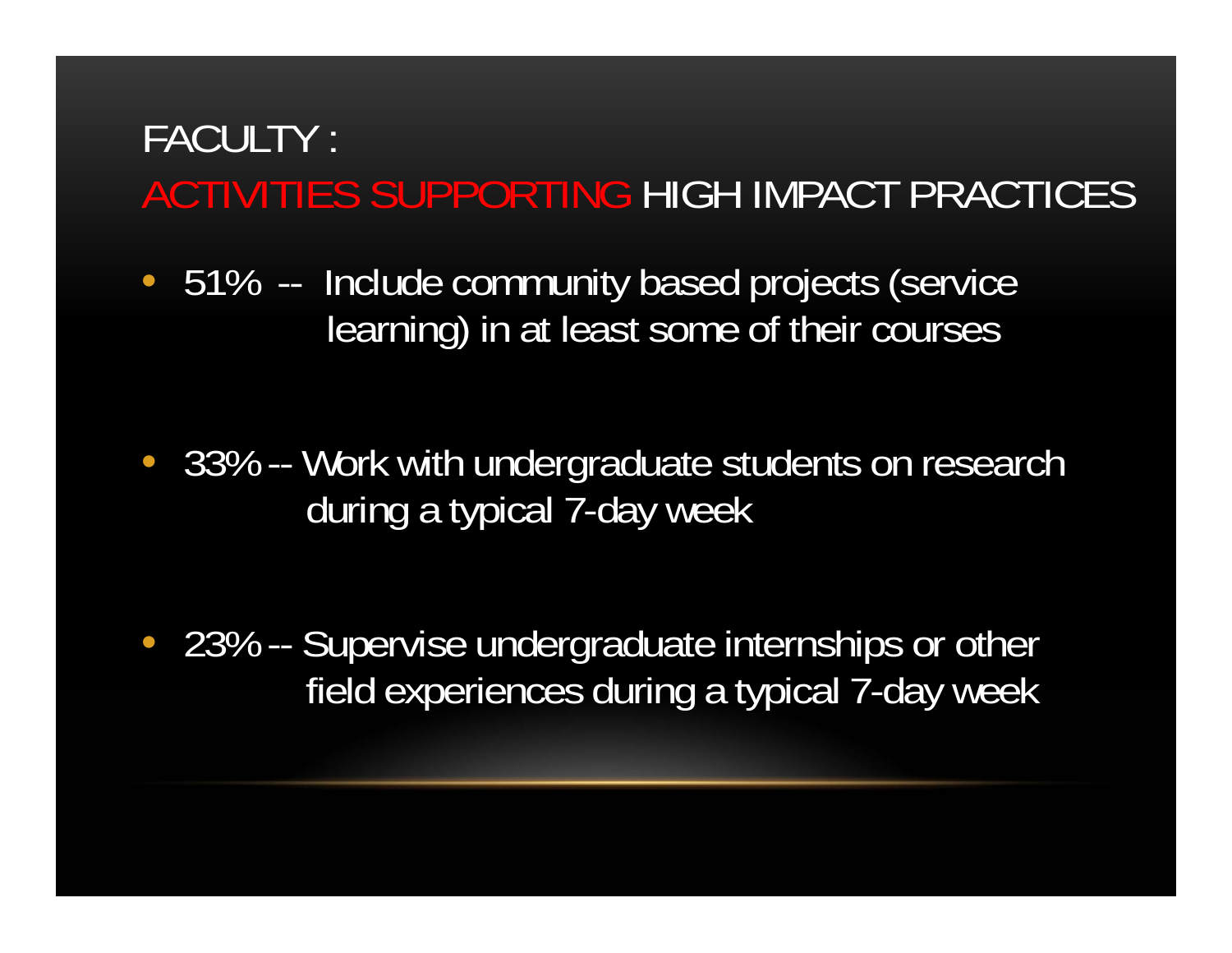# FACULTY :
## ACTIVITIES SUPPORTING HIGH IMPACT PRACTICES

- 51% -- Include community based projects (service learning) in at least some of their courses

- 33% -- Work with undergraduate students on research during a typical 7-day week

- 23% -- Supervise undergraduate internships or other field experiences during a typical 7-day week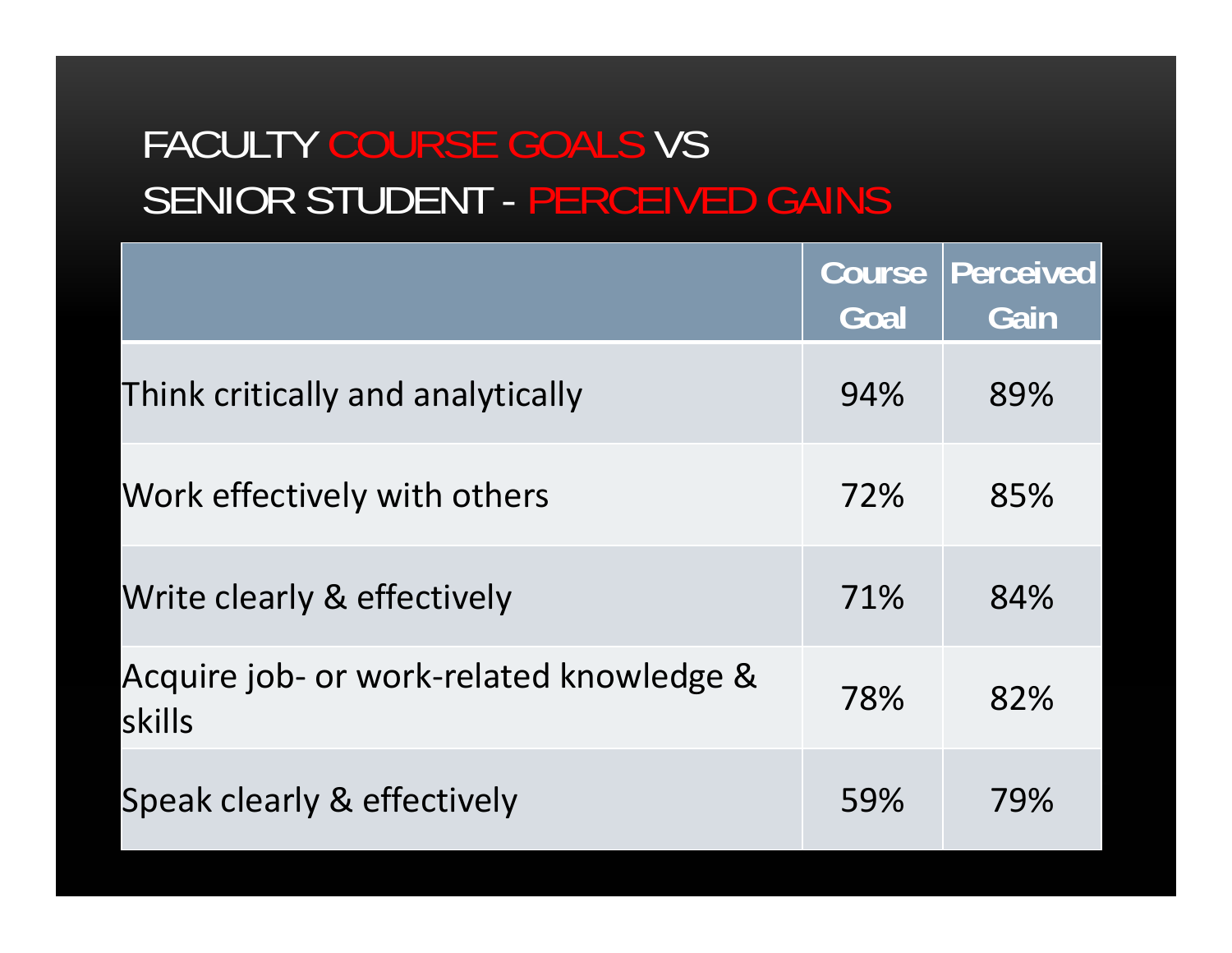# FACULTY COURSE GOALS VS SENIOR STUDENT - PERCEIVED GAINS

| | Course Goal | Perceived Gain |
|---|---|---|
| Think critically and analytically | 94% | 89% |
| Work effectively with others | 72% | 85% |
| Write clearly & effectively | 71% | 84% |
| Acquire job- or work-related knowledge & skills | 78% | 82% |
| Speak clearly & effectively | 59% | 79% |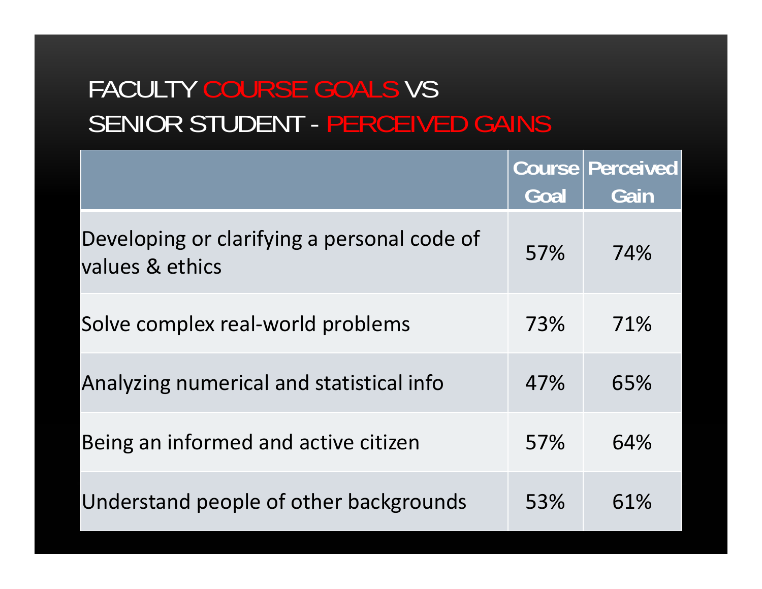# FACULTY COURSE GOALS VS SENIOR STUDENT - PERCEIVED GAINS

| | Course Goal | Perceived Gain |
|---|---|---|
| Developing or clarifying a personal code of values & ethics | 57% | 74% |
| Solve complex real-world problems | 73% | 71% |
| Analyzing numerical and statistical info | 47% | 65% |
| Being an informed and active citizen | 57% | 64% |
| Understand people of other backgrounds | 53% | 61% |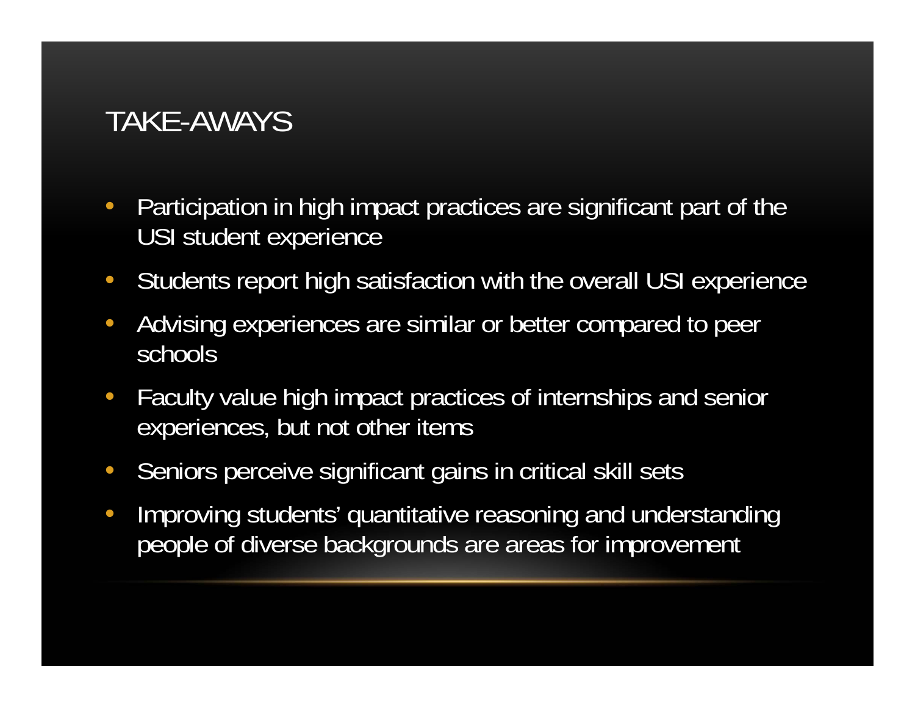# TAKE-AWAYS

- Participation in high impact practices are significant part of the USI student experience
- Students report high satisfaction with the overall USI experience
- Advising experiences are similar or better compared to peer schools
- Faculty value high impact practices of internships and senior experiences, but not other items
- Seniors perceive significant gains in critical skill sets
- Improving students' quantitative reasoning and understanding people of diverse backgrounds are areas for improvement